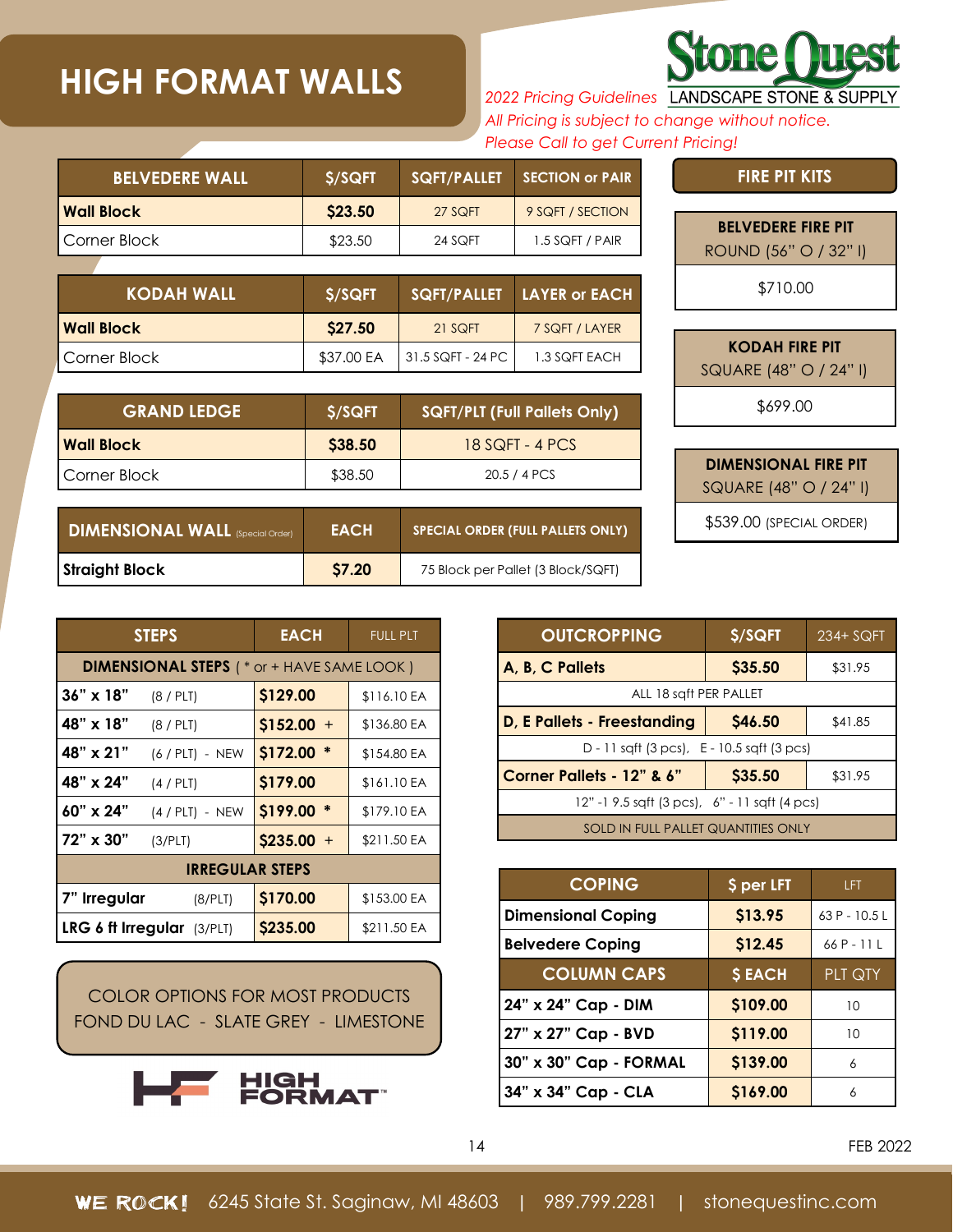# HIGH FORMAT WALLS

**Stone Quest** LANDSCAPE STONE & SUPPLY

*2022 Pricing Guidelines*
*All Pricing is subject to change without notice.*
*Please Call to get Current Pricing!*

| BELVEDERE WALL | $/SQFT | SQFT/PALLET | SECTION or PAIR |
|---|---|---|---|
| **Wall Block** | **$23.50** | 27 SQFT | 9 SQFT / SECTION |
| Corner Block | $23.50 | 24 SQFT | 1.5 SQFT / PAIR |

| KODAH WALL | $/SQFT | SQFT/PALLET | LAYER or EACH |
|---|---|---|---|
| **Wall Block** | **$27.50** | 21 SQFT | 7 SQFT / LAYER |
| Corner Block | $37.00 EA | 31.5 SQFT - 24 PC | 1.3 SQFT EACH |

| GRAND LEDGE | $/SQFT | SQFT/PLT (Full Pallets Only) |
|---|---|---|
| **Wall Block** | **$38.50** | 18 SQFT - 4 PCS |
| Corner Block | $38.50 | 20.5 / 4 PCS |

| DIMENSIONAL WALL (Special Order) | EACH | SPECIAL ORDER (FULL PALLETS ONLY) |
|---|---|---|
| **Straight Block** | **$7.20** | 75 Block per Pallet (3 Block/SQFT) |

## FIRE PIT KITS

| BELVEDERE FIRE PIT ROUND (56" O / 32" I) |
|---|
| $710.00 |

| KODAH FIRE PIT SQUARE (48" O / 24" I) |
|---|
| $699.00 |

| DIMENSIONAL FIRE PIT SQUARE (48" O / 24" I) |
|---|
| $539.00 (SPECIAL ORDER) |

| STEPS | | EACH | FULL PLT |
|---|---|---|---|
| **DIMENSIONAL STEPS** ( * or + HAVE SAME LOOK ) | | | |
| **36" x 18"** | (8 / PLT) | **$129.00** | $116.10 EA |
| **48" x 18"** | (8 / PLT) | **$152.00** + | $136.80 EA |
| **48" x 21"** | (6 / PLT) - NEW | **$172.00** * | $154.80 EA |
| **48" x 24"** | (4 / PLT) | **$179.00** | $161.10 EA |
| **60" x 24"** | (4 / PLT) - NEW | **$199.00** * | $179.10 EA |
| **72" x 30"** | (3/PLT) | **$235.00** + | $211.50 EA |
| **IRREGULAR STEPS** | | | |
| **7" Irregular** | (8/PLT) | **$170.00** | $153.00 EA |
| **LRG 6 ft Irregular** | (3/PLT) | **$235.00** | $211.50 EA |

| OUTCROPPING | $/SQFT | 234+ SQFT |
|---|---|---|
| **A, B, C Pallets** | **$35.50** | $31.95 |
| ALL 18 sqft PER PALLET | | |
| **D, E Pallets - Freestanding** | **$46.50** | $41.85 |
| D - 11 sqft (3 pcs), E - 10.5 sqft (3 pcs) | | |
| **Corner Pallets - 12" & 6"** | **$35.50** | $31.95 |
| 12" -1 9.5 sqft (3 pcs), 6" - 11 sqft (4 pcs) | | |
| SOLD IN FULL PALLET QUANTITIES ONLY | | |

| COPING | $ per LFT | LFT |
|---|---|---|
| **Dimensional Coping** | **$13.95** | 63 P - 10.5 L |
| **Belvedere Coping** | **$12.45** | 66 P - 11 L |
| **COLUMN CAPS** | **$ EACH** | **PLT QTY** |
| **24" x 24" Cap - DIM** | **$109.00** | 10 |
| **27" x 27" Cap - BVD** | **$119.00** | 10 |
| **30" x 30" Cap - FORMAL** | **$139.00** | 6 |
| **34" x 34" Cap - CLA** | **$169.00** | 6 |

COLOR OPTIONS FOR MOST PRODUCTS
FOND DU LAC - SLATE GREY - LIMESTONE

HIGH FORMAT

FEB 2022

WE ROCK! 6245 State St. Saginaw, MI 48603 | 989.799.2281 | stonequestinc.com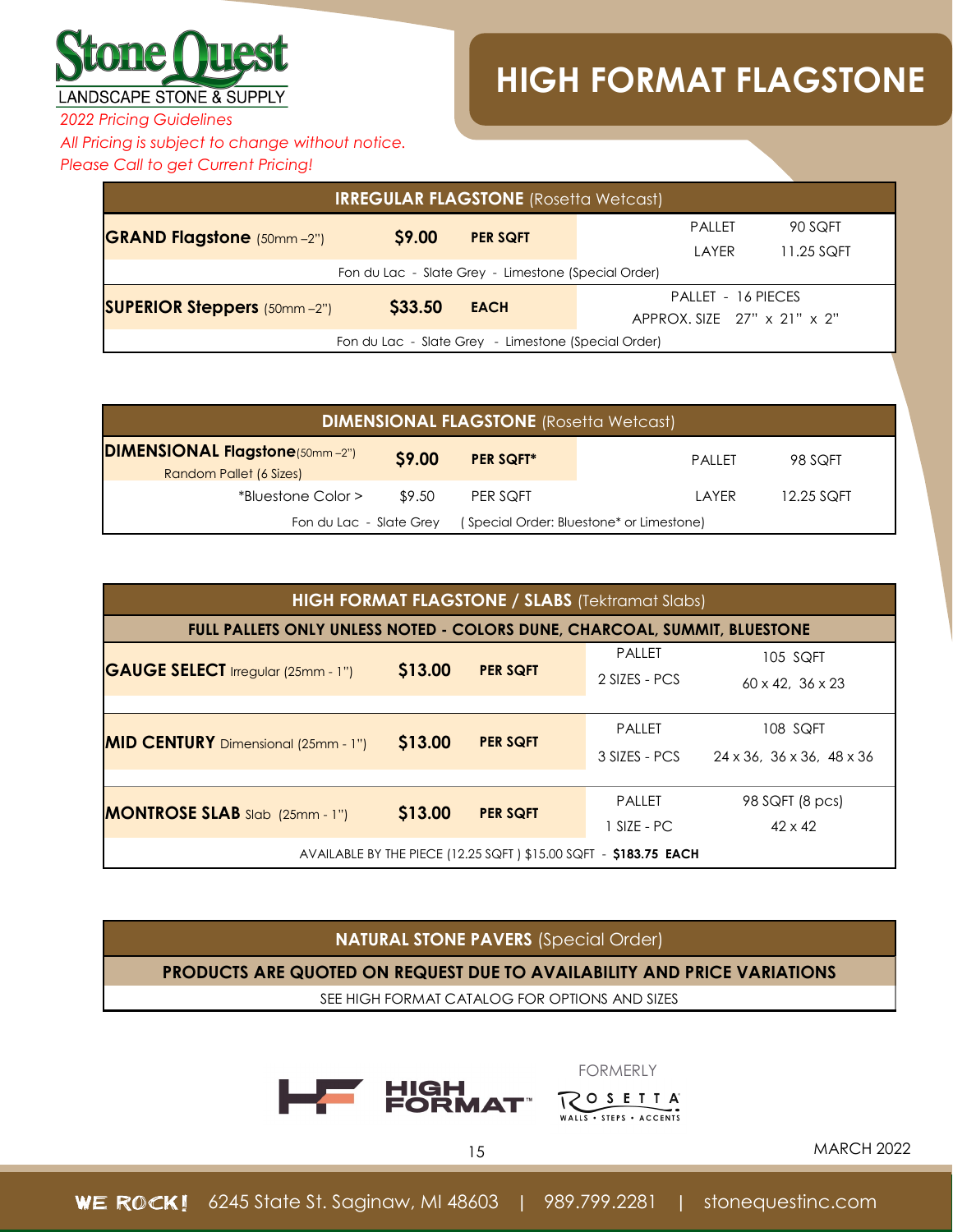**Stone Quest**
LANDSCAPE STONE & SUPPLY

*2022 Pricing Guidelines*
*All Pricing is subject to change without notice.*
*Please Call to get Current Pricing!*

# HIGH FORMAT FLAGSTONE

| IRREGULAR FLAGSTONE (Rosetta Wetcast) | | | | |
|---|---|---|---|---|
| **GRAND Flagstone** (50mm –2") | **$9.00** | **PER SQFT** | PALLET | 90 SQFT |
| | | | LAYER | 11.25 SQFT |
| Fon du Lac - Slate Grey - Limestone (Special Order) | | | | |
| **SUPERIOR Steppers** (50mm –2") | **$33.50** | **EACH** | PALLET - 16 PIECES | |
| | | | APPROX. SIZE 27" x 21" x 2" | |
| Fon du Lac - Slate Grey - Limestone (Special Order) | | | | |

| DIMENSIONAL FLAGSTONE (Rosetta Wetcast) | | | | |
|---|---|---|---|---|
| **DIMENSIONAL Flagstone** (50mm –2") Random Pallet (6 Sizes) | **$9.00** | **PER SQFT*** | PALLET | 98 SQFT |
| *Bluestone Color > | $9.50 | PER SQFT | LAYER | 12.25 SQFT |
| Fon du Lac - Slate Grey | ( Special Order: Bluestone* or Limestone) | | | |

| HIGH FORMAT FLAGSTONE / SLABS (Tektramat Slabs) | | | | |
|---|---|---|---|---|
| FULL PALLETS ONLY UNLESS NOTED - COLORS DUNE, CHARCOAL, SUMMIT, BLUESTONE | | | | |
| **GAUGE SELECT** Irregular (25mm - 1") | **$13.00** | **PER SQFT** | PALLET | 105 SQFT |
| | | | 2 SIZES - PCS | 60 x 42, 36 x 23 |
| **MID CENTURY** Dimensional (25mm - 1") | **$13.00** | **PER SQFT** | PALLET | 108 SQFT |
| | | | 3 SIZES - PCS | 24 x 36, 36 x 36, 48 x 36 |
| **MONTROSE SLAB** Slab (25mm - 1") | **$13.00** | **PER SQFT** | PALLET | 98 SQFT (8 pcs) |
| | | | 1 SIZE - PC | 42 x 42 |
| AVAILABLE BY THE PIECE (12.25 SQFT ) $15.00 SQFT - **$183.75 EACH** | | | | |

| NATURAL STONE PAVERS (Special Order) |
|---|
| PRODUCTS ARE QUOTED ON REQUEST DUE TO AVAILABILITY AND PRICE VARIATIONS |
| SEE HIGH FORMAT CATALOG FOR OPTIONS AND SIZES |

HIGH FORMAT™ FORMERLY ROSETTA WALLS • STEPS • ACCENTS

MARCH 2022

WE ROCK! 6245 State St. Saginaw, MI 48603 | 989.799.2281 | stonequestinc.com